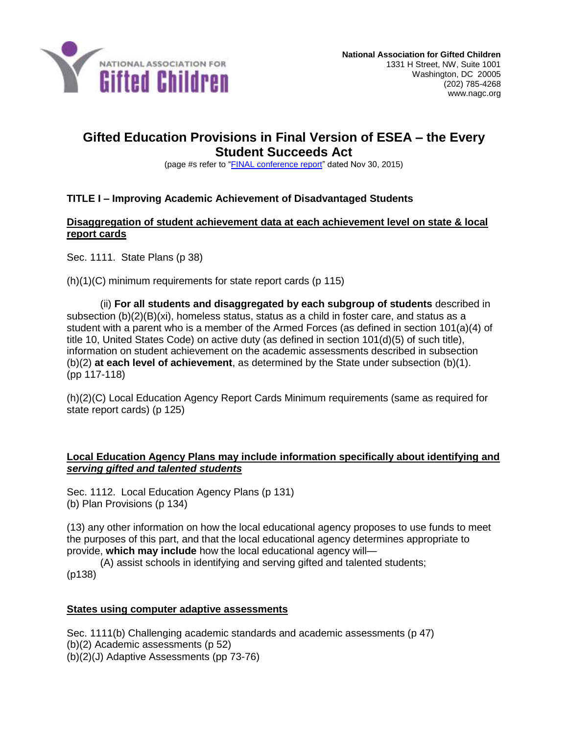**National Association for Gifted Children**
1331 H Street, NW, Suite 1001
Washington, DC 20005
(202) 785-4268
www.nagc.org

# Gifted Education Provisions in Final Version of ESEA – the Every Student Succeeds Act

(page #s refer to "FINAL conference report" dated Nov 30, 2015)

## TITLE I – Improving Academic Achievement of Disadvantaged Students

### Disaggregation of student achievement data at each achievement level on state & local report cards

Sec. 1111. State Plans (p 38)

(h)(1)(C) minimum requirements for state report cards (p 115)

(ii) **For all students and disaggregated by each subgroup of students** described in subsection (b)(2)(B)(xi), homeless status, status as a child in foster care, and status as a student with a parent who is a member of the Armed Forces (as defined in section 101(a)(4) of title 10, United States Code) on active duty (as defined in section 101(d)(5) of such title), information on student achievement on the academic assessments described in subsection (b)(2) **at each level of achievement**, as determined by the State under subsection (b)(1). (pp 117-118)

(h)(2)(C) Local Education Agency Report Cards Minimum requirements (same as required for state report cards) (p 125)

### Local Education Agency Plans may include information specifically about identifying and *serving gifted and talented students*

Sec. 1112. Local Education Agency Plans (p 131)
(b) Plan Provisions (p 134)

(13) any other information on how the local educational agency proposes to use funds to meet the purposes of this part, and that the local educational agency determines appropriate to provide, **which may include** how the local educational agency will—

(A) assist schools in identifying and serving gifted and talented students; (p138)

### States using computer adaptive assessments

Sec. 1111(b) Challenging academic standards and academic assessments (p 47)
(b)(2) Academic assessments (p 52)
(b)(2)(J) Adaptive Assessments (pp 73-76)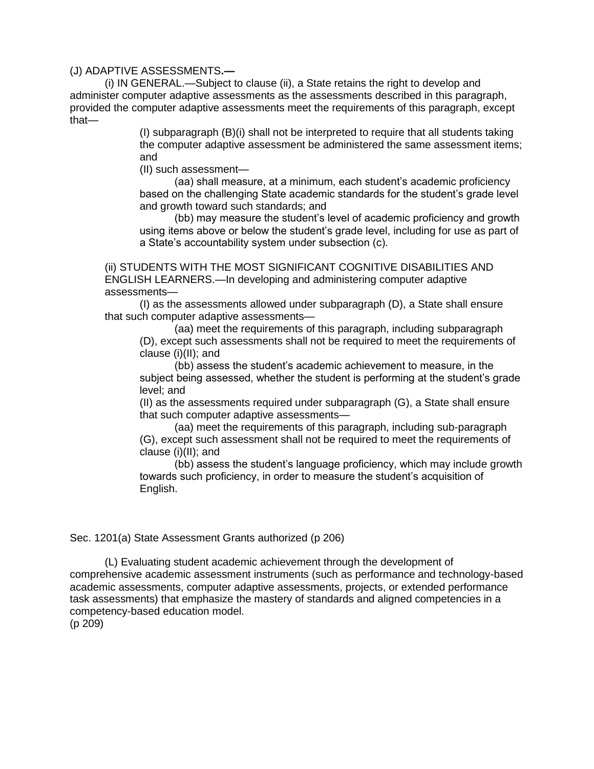(J) ADAPTIVE ASSESSMENTS.—

(i) IN GENERAL.—Subject to clause (ii), a State retains the right to develop and administer computer adaptive assessments as the assessments described in this paragraph, provided the computer adaptive assessments meet the requirements of this paragraph, except that—

> (I) subparagraph (B)(i) shall not be interpreted to require that all students taking the computer adaptive assessment be administered the same assessment items; and
>
> (II) such assessment—
>
> > (aa) shall measure, at a minimum, each student's academic proficiency based on the challenging State academic standards for the student's grade level and growth toward such standards; and
> >
> > (bb) may measure the student's level of academic proficiency and growth using items above or below the student's grade level, including for use as part of a State's accountability system under subsection (c).

(ii) STUDENTS WITH THE MOST SIGNIFICANT COGNITIVE DISABILITIES AND ENGLISH LEARNERS.—In developing and administering computer adaptive assessments—

> (I) as the assessments allowed under subparagraph (D), a State shall ensure that such computer adaptive assessments—
>
> > (aa) meet the requirements of this paragraph, including subparagraph (D), except such assessments shall not be required to meet the requirements of clause (i)(II); and
> >
> > (bb) assess the student's academic achievement to measure, in the subject being assessed, whether the student is performing at the student's grade level; and
>
> (II) as the assessments required under subparagraph (G), a State shall ensure that such computer adaptive assessments—
>
> > (aa) meet the requirements of this paragraph, including sub-paragraph (G), except such assessment shall not be required to meet the requirements of clause (i)(II); and
> >
> > (bb) assess the student's language proficiency, which may include growth towards such proficiency, in order to measure the student's acquisition of English.

Sec. 1201(a) State Assessment Grants authorized (p 206)

(L) Evaluating student academic achievement through the development of comprehensive academic assessment instruments (such as performance and technology-based academic assessments, computer adaptive assessments, projects, or extended performance task assessments) that emphasize the mastery of standards and aligned competencies in a competency-based education model.
(p 209)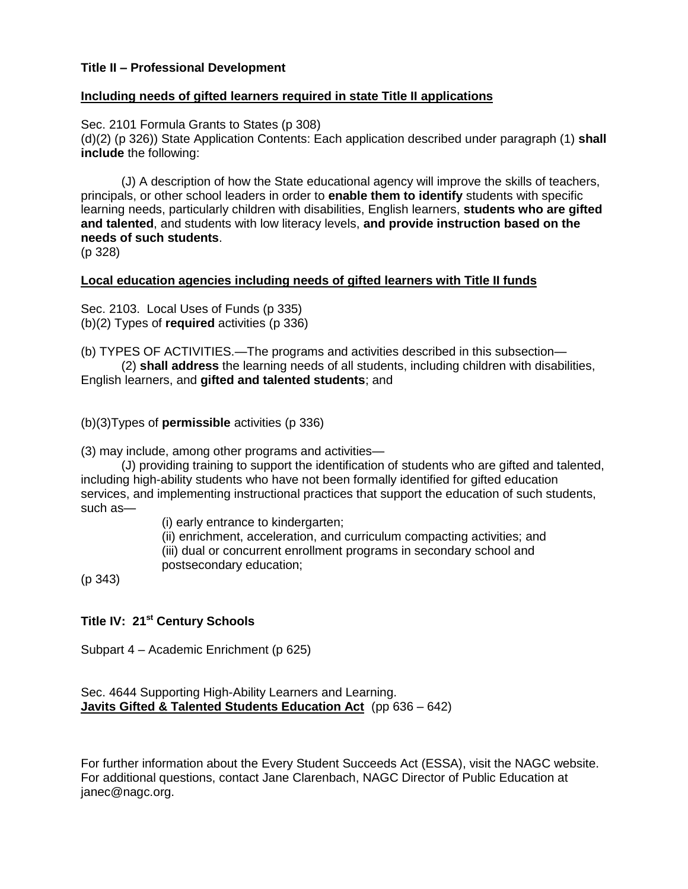**Title II – Professional Development**

**Including needs of gifted learners required in state Title II applications**

Sec. 2101 Formula Grants to States (p 308)
(d)(2) (p 326)) State Application Contents: Each application described under paragraph (1) **shall include** the following:

(J) A description of how the State educational agency will improve the skills of teachers, principals, or other school leaders in order to **enable them to identify** students with specific learning needs, particularly children with disabilities, English learners, **students who are gifted and talented**, and students with low literacy levels, **and provide instruction based on the needs of such students**.
(p 328)

**Local education agencies including needs of gifted learners with Title II funds**

Sec. 2103. Local Uses of Funds (p 335)
(b)(2) Types of **required** activities (p 336)

(b) TYPES OF ACTIVITIES.—The programs and activities described in this subsection—
(2) **shall address** the learning needs of all students, including children with disabilities, English learners, and **gifted and talented students**; and

(b)(3)Types of **permissible** activities (p 336)

(3) may include, among other programs and activities—
(J) providing training to support the identification of students who are gifted and talented, including high-ability students who have not been formally identified for gifted education services, and implementing instructional practices that support the education of such students, such as—

(i) early entrance to kindergarten;
(ii) enrichment, acceleration, and curriculum compacting activities; and
(iii) dual or concurrent enrollment programs in secondary school and postsecondary education;

(p 343)

**Title IV: 21st Century Schools**

Subpart 4 – Academic Enrichment (p 625)

Sec. 4644 Supporting High-Ability Learners and Learning.
**Javits Gifted & Talented Students Education Act** (pp 636 – 642)

For further information about the Every Student Succeeds Act (ESSA), visit the NAGC website. For additional questions, contact Jane Clarenbach, NAGC Director of Public Education at janec@nagc.org.